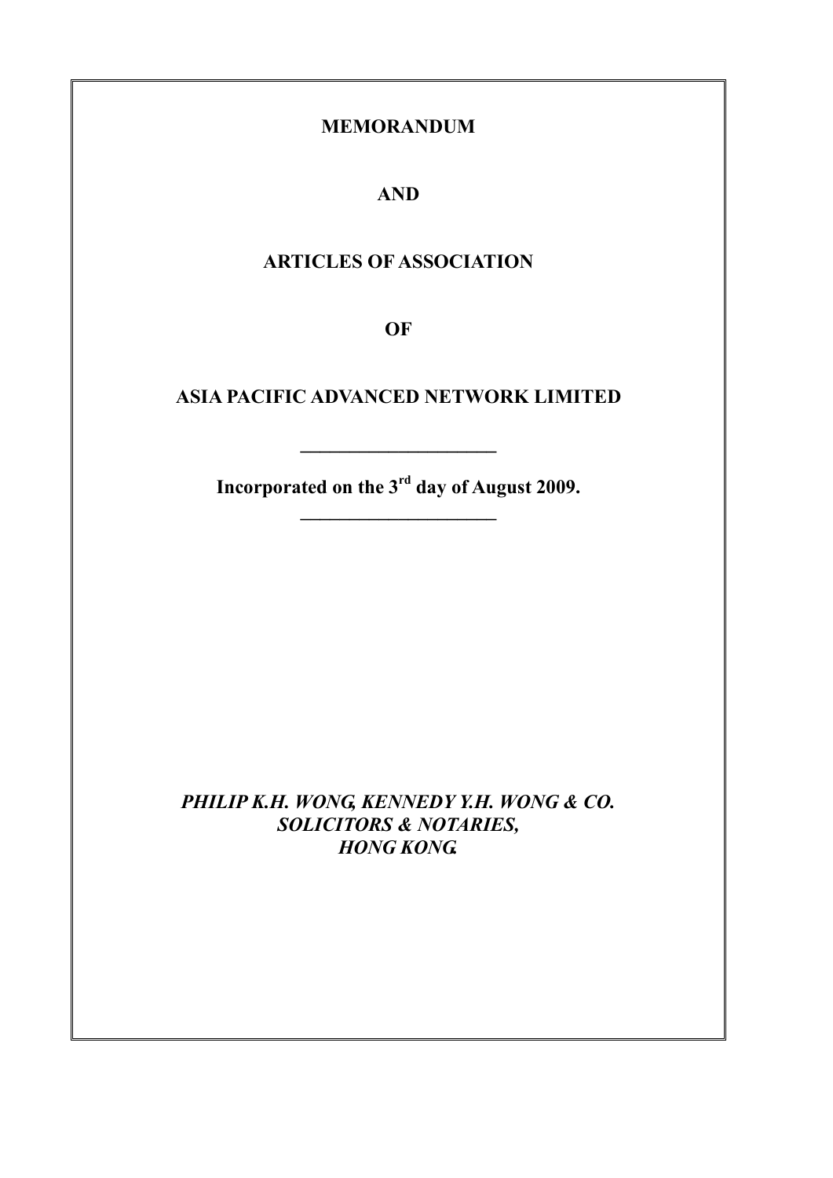# MEMORANDUM

# AND

# ARTICLES OF ASSOCIATION

# OF

# ASIA PACIFIC ADVANCED NETWORK LIMITED

---

**Incorporated on the 3rd day of August 2009.**

---

***PHILIP K.H. WONG, KENNEDY Y.H. WONG & CO.***
***SOLICITORS & NOTARIES,***
***HONG KONG.***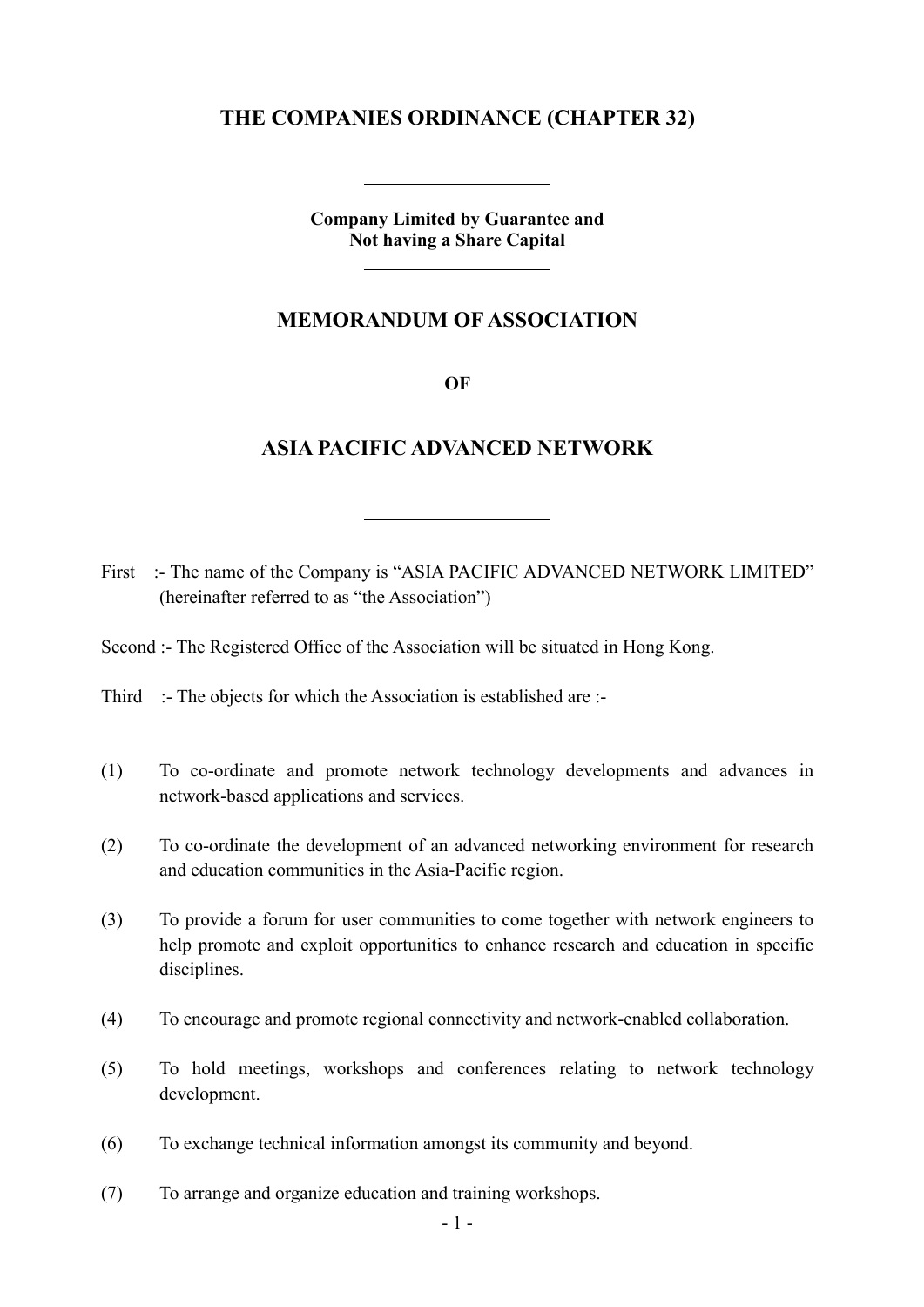# THE COMPANIES ORDINANCE (CHAPTER 32)

---

**Company Limited by Guarantee and Not having a Share Capital**

---

## MEMORANDUM OF ASSOCIATION

**OF**

## ASIA PACIFIC ADVANCED NETWORK

---

First :- The name of the Company is "ASIA PACIFIC ADVANCED NETWORK LIMITED" (hereinafter referred to as "the Association")

Second :- The Registered Office of the Association will be situated in Hong Kong.

Third :- The objects for which the Association is established are :-

(1) To co-ordinate and promote network technology developments and advances in network-based applications and services.

(2) To co-ordinate the development of an advanced networking environment for research and education communities in the Asia-Pacific region.

(3) To provide a forum for user communities to come together with network engineers to help promote and exploit opportunities to enhance research and education in specific disciplines.

(4) To encourage and promote regional connectivity and network-enabled collaboration.

(5) To hold meetings, workshops and conferences relating to network technology development.

(6) To exchange technical information amongst its community and beyond.

(7) To arrange and organize education and training workshops.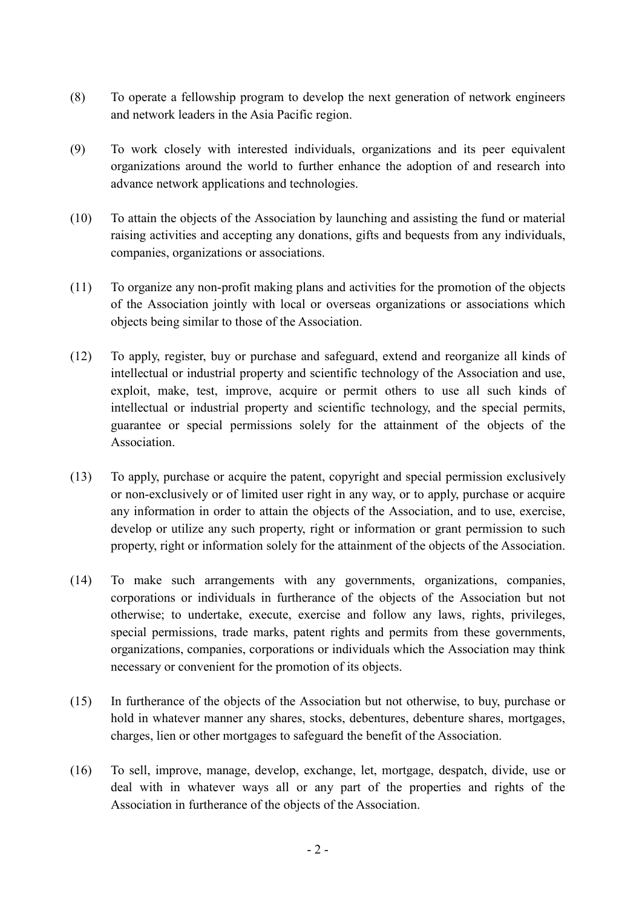(8) To operate a fellowship program to develop the next generation of network engineers and network leaders in the Asia Pacific region.

(9) To work closely with interested individuals, organizations and its peer equivalent organizations around the world to further enhance the adoption of and research into advance network applications and technologies.

(10) To attain the objects of the Association by launching and assisting the fund or material raising activities and accepting any donations, gifts and bequests from any individuals, companies, organizations or associations.

(11) To organize any non-profit making plans and activities for the promotion of the objects of the Association jointly with local or overseas organizations or associations which objects being similar to those of the Association.

(12) To apply, register, buy or purchase and safeguard, extend and reorganize all kinds of intellectual or industrial property and scientific technology of the Association and use, exploit, make, test, improve, acquire or permit others to use all such kinds of intellectual or industrial property and scientific technology, and the special permits, guarantee or special permissions solely for the attainment of the objects of the Association.

(13) To apply, purchase or acquire the patent, copyright and special permission exclusively or non-exclusively or of limited user right in any way, or to apply, purchase or acquire any information in order to attain the objects of the Association, and to use, exercise, develop or utilize any such property, right or information or grant permission to such property, right or information solely for the attainment of the objects of the Association.

(14) To make such arrangements with any governments, organizations, companies, corporations or individuals in furtherance of the objects of the Association but not otherwise; to undertake, execute, exercise and follow any laws, rights, privileges, special permissions, trade marks, patent rights and permits from these governments, organizations, companies, corporations or individuals which the Association may think necessary or convenient for the promotion of its objects.

(15) In furtherance of the objects of the Association but not otherwise, to buy, purchase or hold in whatever manner any shares, stocks, debentures, debenture shares, mortgages, charges, lien or other mortgages to safeguard the benefit of the Association.

(16) To sell, improve, manage, develop, exchange, let, mortgage, despatch, divide, use or deal with in whatever ways all or any part of the properties and rights of the Association in furtherance of the objects of the Association.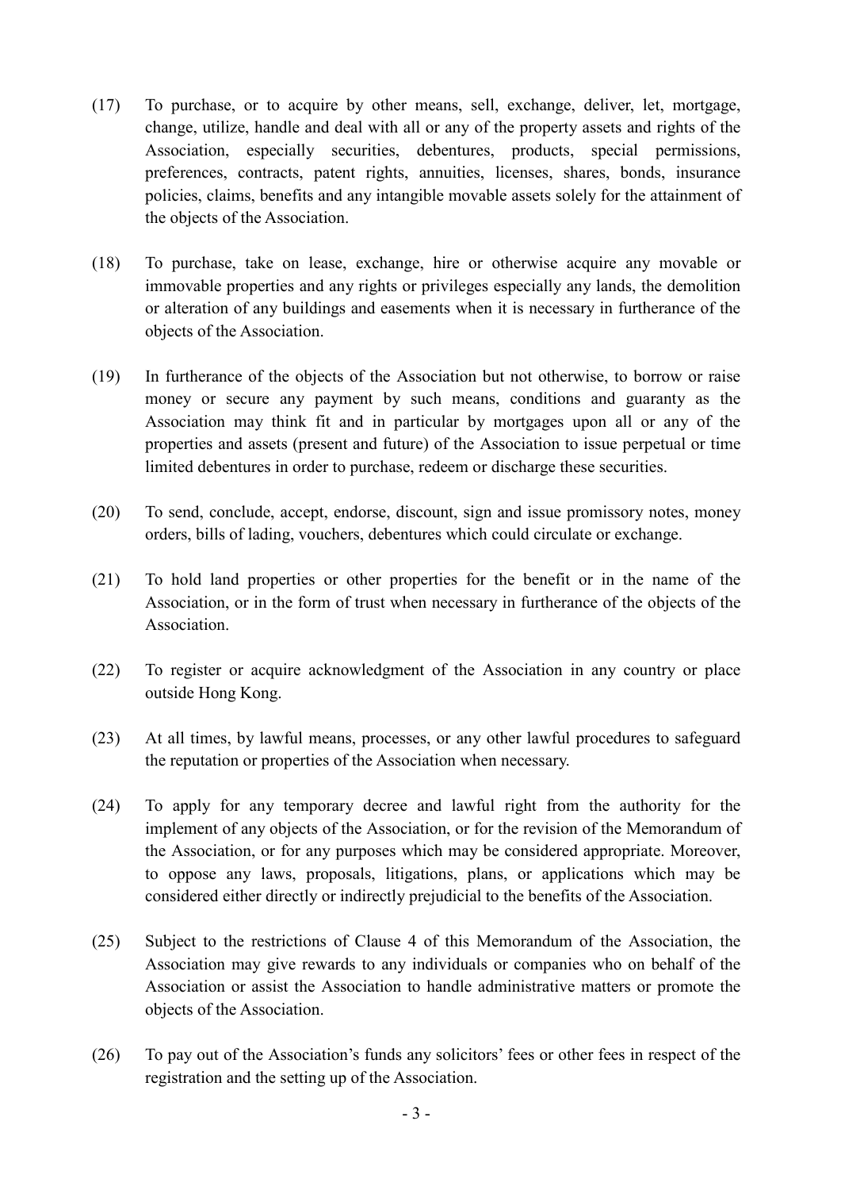(17) To purchase, or to acquire by other means, sell, exchange, deliver, let, mortgage, change, utilize, handle and deal with all or any of the property assets and rights of the Association, especially securities, debentures, products, special permissions, preferences, contracts, patent rights, annuities, licenses, shares, bonds, insurance policies, claims, benefits and any intangible movable assets solely for the attainment of the objects of the Association.

(18) To purchase, take on lease, exchange, hire or otherwise acquire any movable or immovable properties and any rights or privileges especially any lands, the demolition or alteration of any buildings and easements when it is necessary in furtherance of the objects of the Association.

(19) In furtherance of the objects of the Association but not otherwise, to borrow or raise money or secure any payment by such means, conditions and guaranty as the Association may think fit and in particular by mortgages upon all or any of the properties and assets (present and future) of the Association to issue perpetual or time limited debentures in order to purchase, redeem or discharge these securities.

(20) To send, conclude, accept, endorse, discount, sign and issue promissory notes, money orders, bills of lading, vouchers, debentures which could circulate or exchange.

(21) To hold land properties or other properties for the benefit or in the name of the Association, or in the form of trust when necessary in furtherance of the objects of the Association.

(22) To register or acquire acknowledgment of the Association in any country or place outside Hong Kong.

(23) At all times, by lawful means, processes, or any other lawful procedures to safeguard the reputation or properties of the Association when necessary.

(24) To apply for any temporary decree and lawful right from the authority for the implement of any objects of the Association, or for the revision of the Memorandum of the Association, or for any purposes which may be considered appropriate. Moreover, to oppose any laws, proposals, litigations, plans, or applications which may be considered either directly or indirectly prejudicial to the benefits of the Association.

(25) Subject to the restrictions of Clause 4 of this Memorandum of the Association, the Association may give rewards to any individuals or companies who on behalf of the Association or assist the Association to handle administrative matters or promote the objects of the Association.

(26) To pay out of the Association's funds any solicitors' fees or other fees in respect of the registration and the setting up of the Association.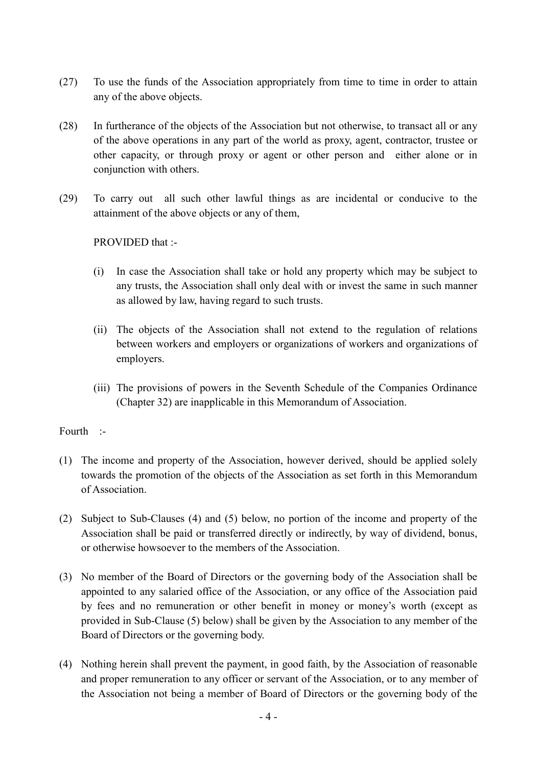(27) To use the funds of the Association appropriately from time to time in order to attain any of the above objects.

(28) In furtherance of the objects of the Association but not otherwise, to transact all or any of the above operations in any part of the world as proxy, agent, contractor, trustee or other capacity, or through proxy or agent or other person and either alone or in conjunction with others.

(29) To carry out all such other lawful things as are incidental or conducive to the attainment of the above objects or any of them,

PROVIDED that :-

(i) In case the Association shall take or hold any property which may be subject to any trusts, the Association shall only deal with or invest the same in such manner as allowed by law, having regard to such trusts.

(ii) The objects of the Association shall not extend to the regulation of relations between workers and employers or organizations of workers and organizations of employers.

(iii) The provisions of powers in the Seventh Schedule of the Companies Ordinance (Chapter 32) are inapplicable in this Memorandum of Association.

Fourth :-

(1) The income and property of the Association, however derived, should be applied solely towards the promotion of the objects of the Association as set forth in this Memorandum of Association.

(2) Subject to Sub-Clauses (4) and (5) below, no portion of the income and property of the Association shall be paid or transferred directly or indirectly, by way of dividend, bonus, or otherwise howsoever to the members of the Association.

(3) No member of the Board of Directors or the governing body of the Association shall be appointed to any salaried office of the Association, or any office of the Association paid by fees and no remuneration or other benefit in money or money's worth (except as provided in Sub-Clause (5) below) shall be given by the Association to any member of the Board of Directors or the governing body.

(4) Nothing herein shall prevent the payment, in good faith, by the Association of reasonable and proper remuneration to any officer or servant of the Association, or to any member of the Association not being a member of Board of Directors or the governing body of the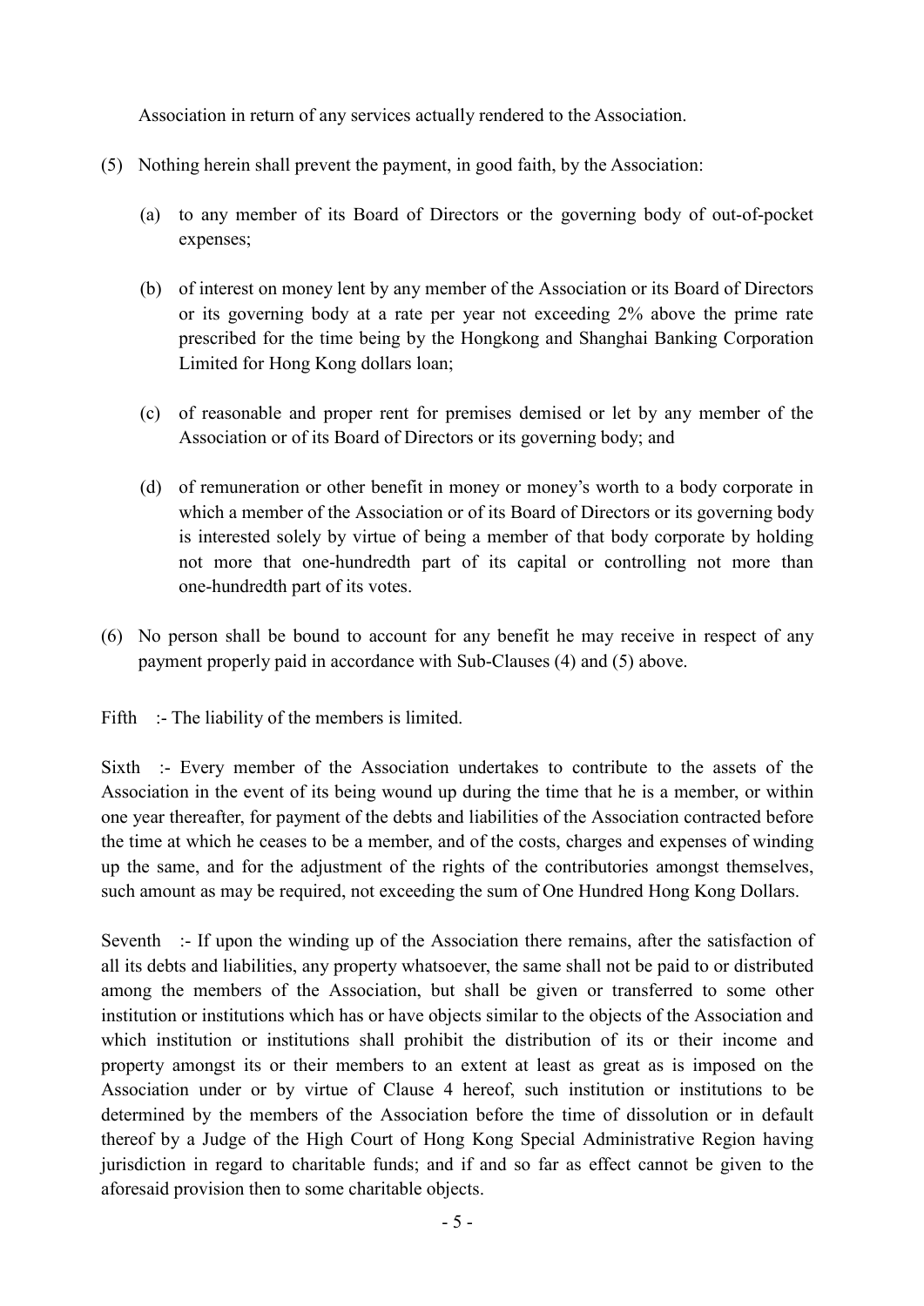Association in return of any services actually rendered to the Association.

(5) Nothing herein shall prevent the payment, in good faith, by the Association:

   (a) to any member of its Board of Directors or the governing body of out-of-pocket expenses;

   (b) of interest on money lent by any member of the Association or its Board of Directors or its governing body at a rate per year not exceeding 2% above the prime rate prescribed for the time being by the Hongkong and Shanghai Banking Corporation Limited for Hong Kong dollars loan;

   (c) of reasonable and proper rent for premises demised or let by any member of the Association or of its Board of Directors or its governing body; and

   (d) of remuneration or other benefit in money or money's worth to a body corporate in which a member of the Association or of its Board of Directors or its governing body is interested solely by virtue of being a member of that body corporate by holding not more that one-hundredth part of its capital or controlling not more than one-hundredth part of its votes.

(6) No person shall be bound to account for any benefit he may receive in respect of any payment properly paid in accordance with Sub-Clauses (4) and (5) above.

Fifth :- The liability of the members is limited.

Sixth :- Every member of the Association undertakes to contribute to the assets of the Association in the event of its being wound up during the time that he is a member, or within one year thereafter, for payment of the debts and liabilities of the Association contracted before the time at which he ceases to be a member, and of the costs, charges and expenses of winding up the same, and for the adjustment of the rights of the contributories amongst themselves, such amount as may be required, not exceeding the sum of One Hundred Hong Kong Dollars.

Seventh :- If upon the winding up of the Association there remains, after the satisfaction of all its debts and liabilities, any property whatsoever, the same shall not be paid to or distributed among the members of the Association, but shall be given or transferred to some other institution or institutions which has or have objects similar to the objects of the Association and which institution or institutions shall prohibit the distribution of its or their income and property amongst its or their members to an extent at least as great as is imposed on the Association under or by virtue of Clause 4 hereof, such institution or institutions to be determined by the members of the Association before the time of dissolution or in default thereof by a Judge of the High Court of Hong Kong Special Administrative Region having jurisdiction in regard to charitable funds; and if and so far as effect cannot be given to the aforesaid provision then to some charitable objects.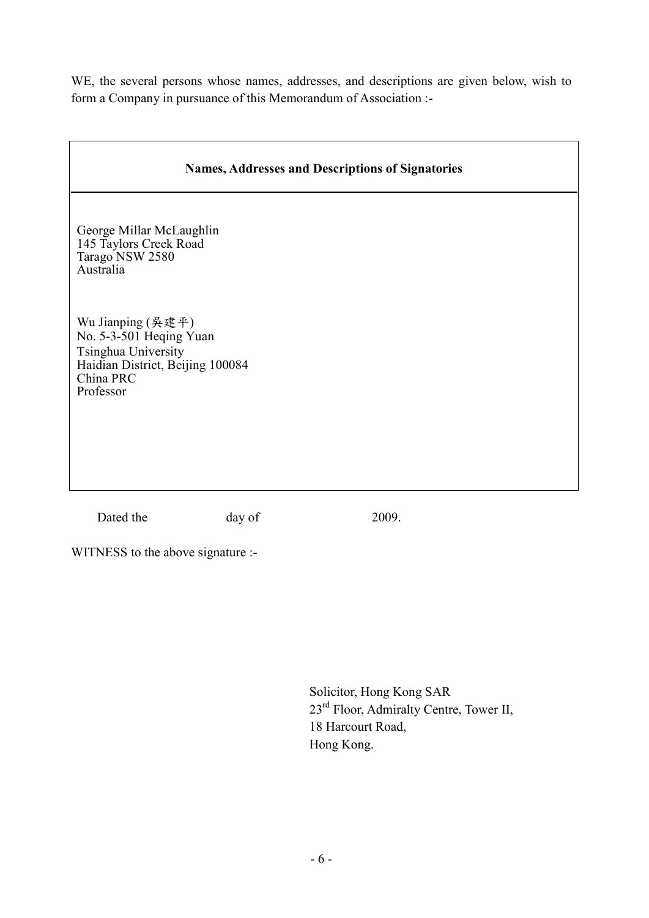WE, the several persons whose names, addresses, and descriptions are given below, wish to form a Company in pursuance of this Memorandum of Association :-

| Names, Addresses and Descriptions of Signatories |
| --- |
| George Millar McLaughlin<br>145 Taylors Creek Road<br>Tarago NSW 2580<br>Australia<br><br>Wu Jianping (吳建平)<br>No. 5-3-501 Heqing Yuan<br>Tsinghua University<br>Haidian District, Beijing 100084<br>China PRC<br>Professor |

Dated the day of 2009.

WITNESS to the above signature :-

Solicitor, Hong Kong SAR
23rd Floor, Admiralty Centre, Tower II,
18 Harcourt Road,
Hong Kong.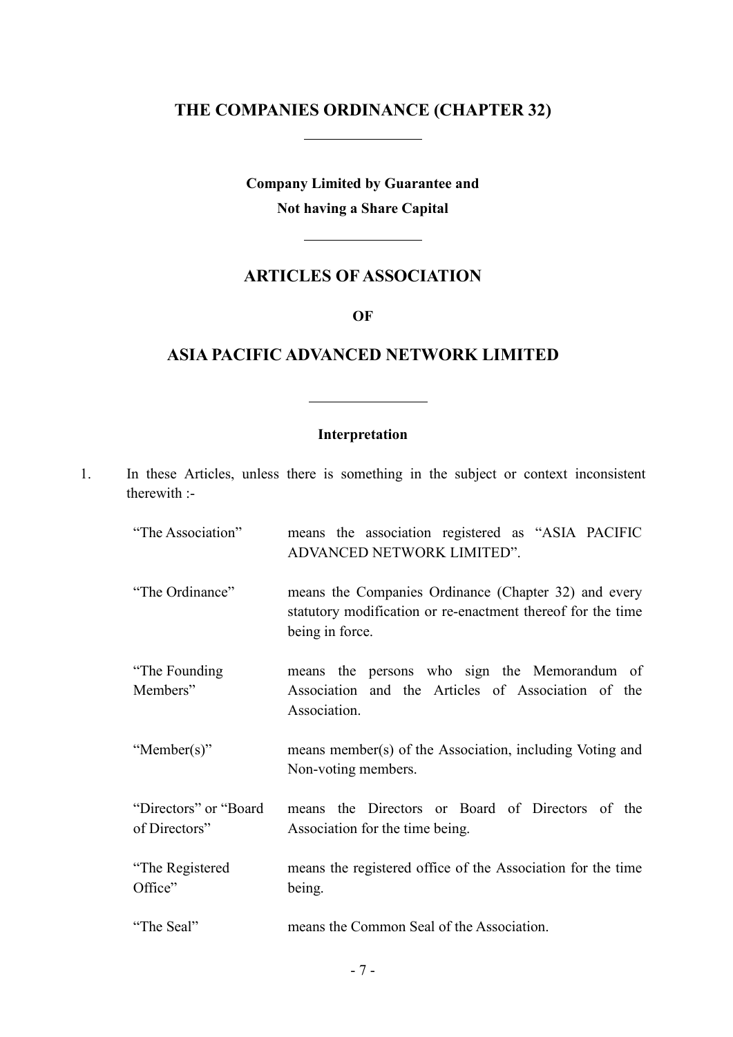# THE COMPANIES ORDINANCE (CHAPTER 32)

**Company Limited by Guarantee and**
**Not having a Share Capital**

## ARTICLES OF ASSOCIATION

**OF**

## ASIA PACIFIC ADVANCED NETWORK LIMITED

### Interpretation

1. In these Articles, unless there is something in the subject or context inconsistent therewith :-

| | |
|---|---|
| "The Association" | means the association registered as "ASIA PACIFIC ADVANCED NETWORK LIMITED". |
| "The Ordinance" | means the Companies Ordinance (Chapter 32) and every statutory modification or re-enactment thereof for the time being in force. |
| "The Founding Members" | means the persons who sign the Memorandum of Association and the Articles of Association of the Association. |
| "Member(s)" | means member(s) of the Association, including Voting and Non-voting members. |
| "Directors" or "Board of Directors" | means the Directors or Board of Directors of the Association for the time being. |
| "The Registered Office" | means the registered office of the Association for the time being. |
| "The Seal" | means the Common Seal of the Association. |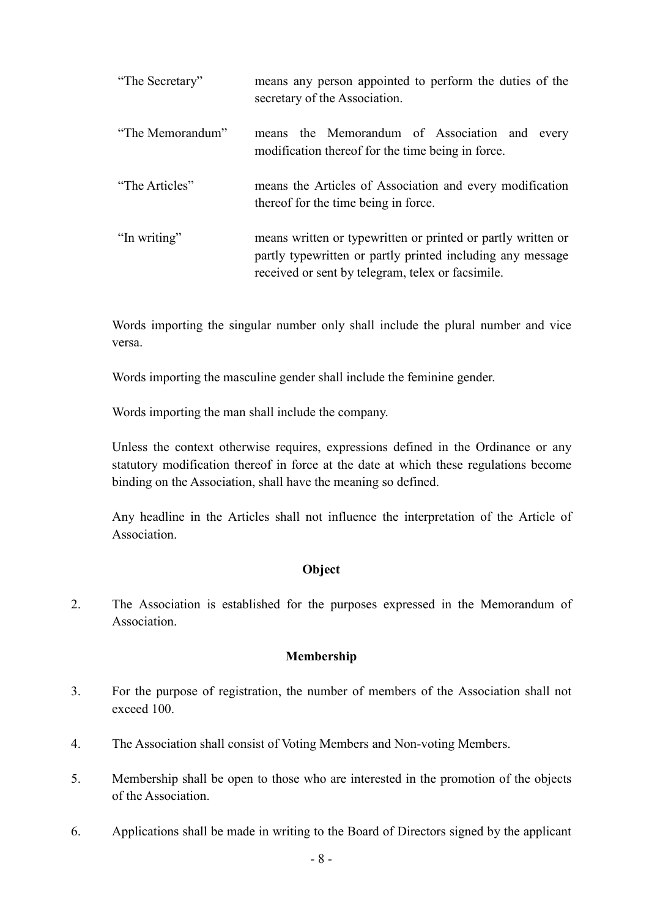| | |
|---|---|
| "The Secretary" | means any person appointed to perform the duties of the secretary of the Association. |
| "The Memorandum" | means the Memorandum of Association and every modification thereof for the time being in force. |
| "The Articles" | means the Articles of Association and every modification thereof for the time being in force. |
| "In writing" | means written or typewritten or printed or partly written or partly typewritten or partly printed including any message received or sent by telegram, telex or facsimile. |

Words importing the singular number only shall include the plural number and vice versa.

Words importing the masculine gender shall include the feminine gender.

Words importing the man shall include the company.

Unless the context otherwise requires, expressions defined in the Ordinance or any statutory modification thereof in force at the date at which these regulations become binding on the Association, shall have the meaning so defined.

Any headline in the Articles shall not influence the interpretation of the Article of Association.

**Object**

2. The Association is established for the purposes expressed in the Memorandum of Association.

**Membership**

3. For the purpose of registration, the number of members of the Association shall not exceed 100.

4. The Association shall consist of Voting Members and Non-voting Members.

5. Membership shall be open to those who are interested in the promotion of the objects of the Association.

6. Applications shall be made in writing to the Board of Directors signed by the applicant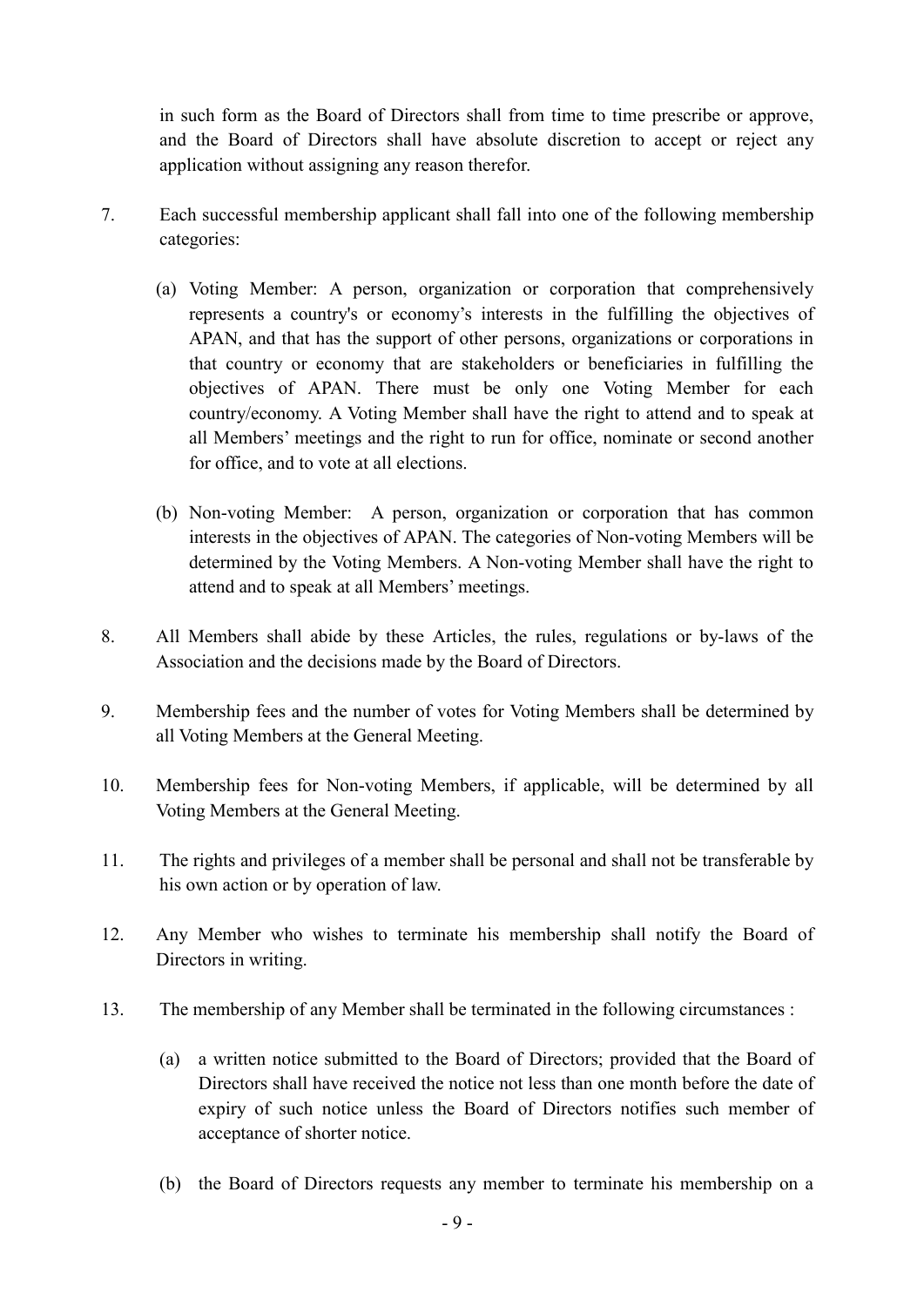in such form as the Board of Directors shall from time to time prescribe or approve, and the Board of Directors shall have absolute discretion to accept or reject any application without assigning any reason therefor.

7. Each successful membership applicant shall fall into one of the following membership categories:

   (a) Voting Member: A person, organization or corporation that comprehensively represents a country's or economy's interests in the fulfilling the objectives of APAN, and that has the support of other persons, organizations or corporations in that country or economy that are stakeholders or beneficiaries in fulfilling the objectives of APAN. There must be only one Voting Member for each country/economy. A Voting Member shall have the right to attend and to speak at all Members' meetings and the right to run for office, nominate or second another for office, and to vote at all elections.

   (b) Non-voting Member: A person, organization or corporation that has common interests in the objectives of APAN. The categories of Non-voting Members will be determined by the Voting Members. A Non-voting Member shall have the right to attend and to speak at all Members' meetings.

8. All Members shall abide by these Articles, the rules, regulations or by-laws of the Association and the decisions made by the Board of Directors.

9. Membership fees and the number of votes for Voting Members shall be determined by all Voting Members at the General Meeting.

10. Membership fees for Non-voting Members, if applicable, will be determined by all Voting Members at the General Meeting.

11. The rights and privileges of a member shall be personal and shall not be transferable by his own action or by operation of law.

12. Any Member who wishes to terminate his membership shall notify the Board of Directors in writing.

13. The membership of any Member shall be terminated in the following circumstances :

   (a) a written notice submitted to the Board of Directors; provided that the Board of Directors shall have received the notice not less than one month before the date of expiry of such notice unless the Board of Directors notifies such member of acceptance of shorter notice.

   (b) the Board of Directors requests any member to terminate his membership on a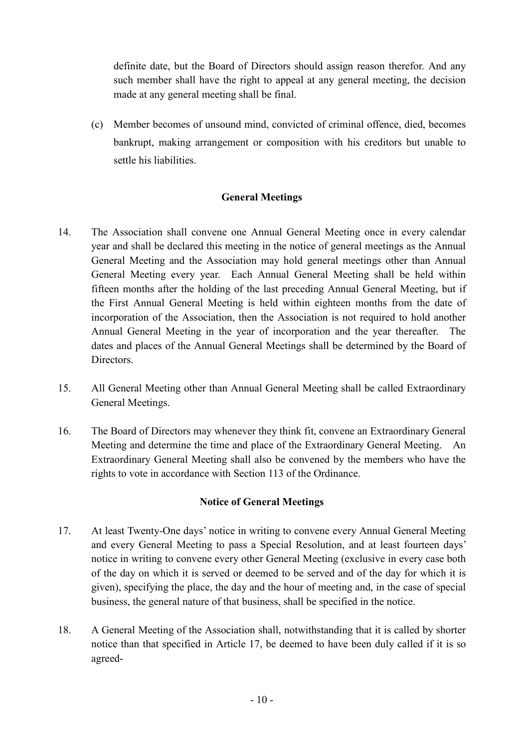definite date, but the Board of Directors should assign reason therefor. And any such member shall have the right to appeal at any general meeting, the decision made at any general meeting shall be final.

(c) Member becomes of unsound mind, convicted of criminal offence, died, becomes bankrupt, making arrangement or composition with his creditors but unable to settle his liabilities.

### General Meetings

14. The Association shall convene one Annual General Meeting once in every calendar year and shall be declared this meeting in the notice of general meetings as the Annual General Meeting and the Association may hold general meetings other than Annual General Meeting every year. Each Annual General Meeting shall be held within fifteen months after the holding of the last preceding Annual General Meeting, but if the First Annual General Meeting is held within eighteen months from the date of incorporation of the Association, then the Association is not required to hold another Annual General Meeting in the year of incorporation and the year thereafter. The dates and places of the Annual General Meetings shall be determined by the Board of Directors.

15. All General Meeting other than Annual General Meeting shall be called Extraordinary General Meetings.

16. The Board of Directors may whenever they think fit, convene an Extraordinary General Meeting and determine the time and place of the Extraordinary General Meeting. An Extraordinary General Meeting shall also be convened by the members who have the rights to vote in accordance with Section 113 of the Ordinance.

### Notice of General Meetings

17. At least Twenty-One days' notice in writing to convene every Annual General Meeting and every General Meeting to pass a Special Resolution, and at least fourteen days' notice in writing to convene every other General Meeting (exclusive in every case both of the day on which it is served or deemed to be served and of the day for which it is given), specifying the place, the day and the hour of meeting and, in the case of special business, the general nature of that business, shall be specified in the notice.

18. A General Meeting of the Association shall, notwithstanding that it is called by shorter notice than that specified in Article 17, be deemed to have been duly called if it is so agreed-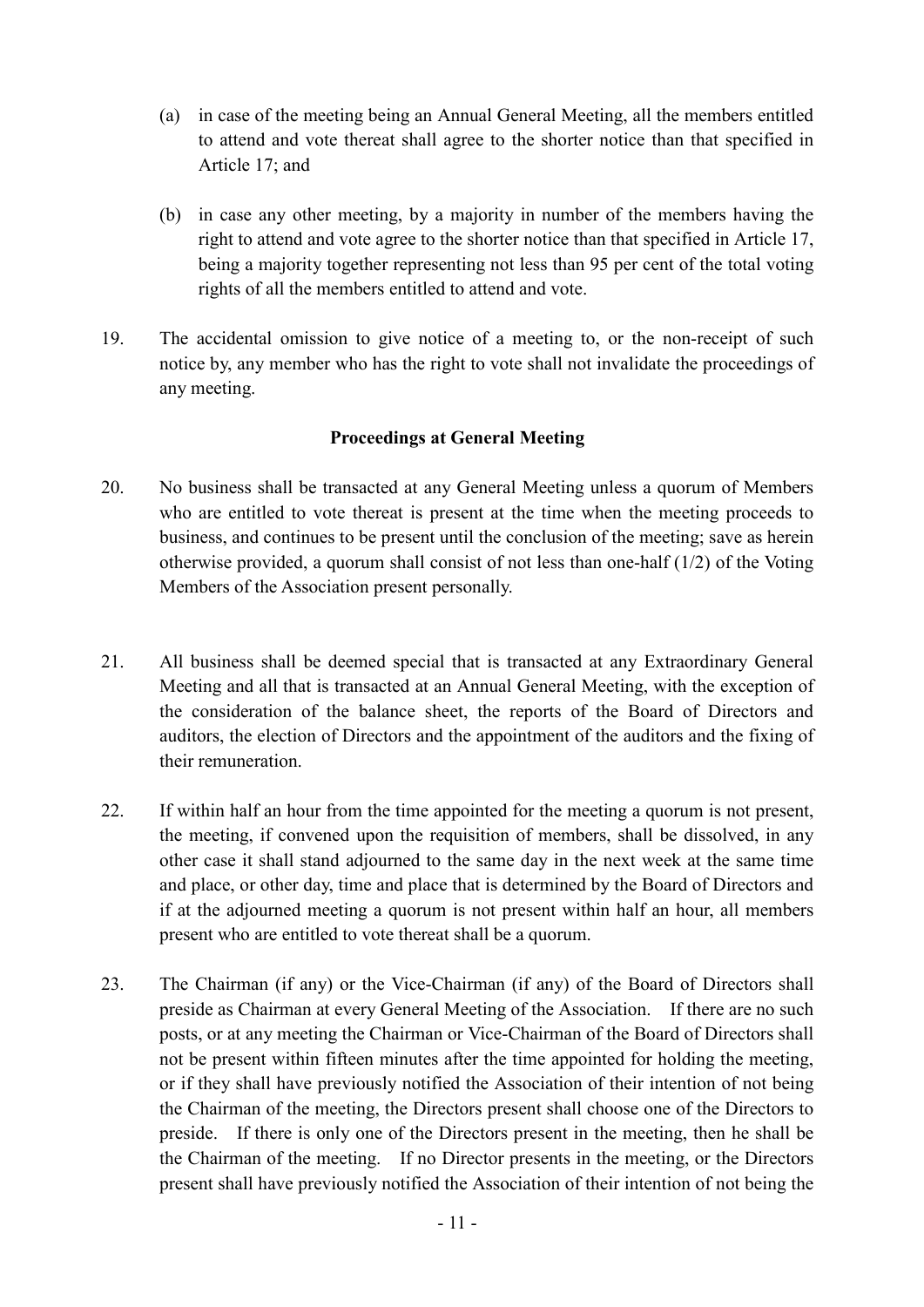(a) in case of the meeting being an Annual General Meeting, all the members entitled to attend and vote thereat shall agree to the shorter notice than that specified in Article 17; and

(b) in case any other meeting, by a majority in number of the members having the right to attend and vote agree to the shorter notice than that specified in Article 17, being a majority together representing not less than 95 per cent of the total voting rights of all the members entitled to attend and vote.

19. The accidental omission to give notice of a meeting to, or the non-receipt of such notice by, any member who has the right to vote shall not invalidate the proceedings of any meeting.

**Proceedings at General Meeting**

20. No business shall be transacted at any General Meeting unless a quorum of Members who are entitled to vote thereat is present at the time when the meeting proceeds to business, and continues to be present until the conclusion of the meeting; save as herein otherwise provided, a quorum shall consist of not less than one-half (1/2) of the Voting Members of the Association present personally.

21. All business shall be deemed special that is transacted at any Extraordinary General Meeting and all that is transacted at an Annual General Meeting, with the exception of the consideration of the balance sheet, the reports of the Board of Directors and auditors, the election of Directors and the appointment of the auditors and the fixing of their remuneration.

22. If within half an hour from the time appointed for the meeting a quorum is not present, the meeting, if convened upon the requisition of members, shall be dissolved, in any other case it shall stand adjourned to the same day in the next week at the same time and place, or other day, time and place that is determined by the Board of Directors and if at the adjourned meeting a quorum is not present within half an hour, all members present who are entitled to vote thereat shall be a quorum.

23. The Chairman (if any) or the Vice-Chairman (if any) of the Board of Directors shall preside as Chairman at every General Meeting of the Association. If there are no such posts, or at any meeting the Chairman or Vice-Chairman of the Board of Directors shall not be present within fifteen minutes after the time appointed for holding the meeting, or if they shall have previously notified the Association of their intention of not being the Chairman of the meeting, the Directors present shall choose one of the Directors to preside. If there is only one of the Directors present in the meeting, then he shall be the Chairman of the meeting. If no Director presents in the meeting, or the Directors present shall have previously notified the Association of their intention of not being the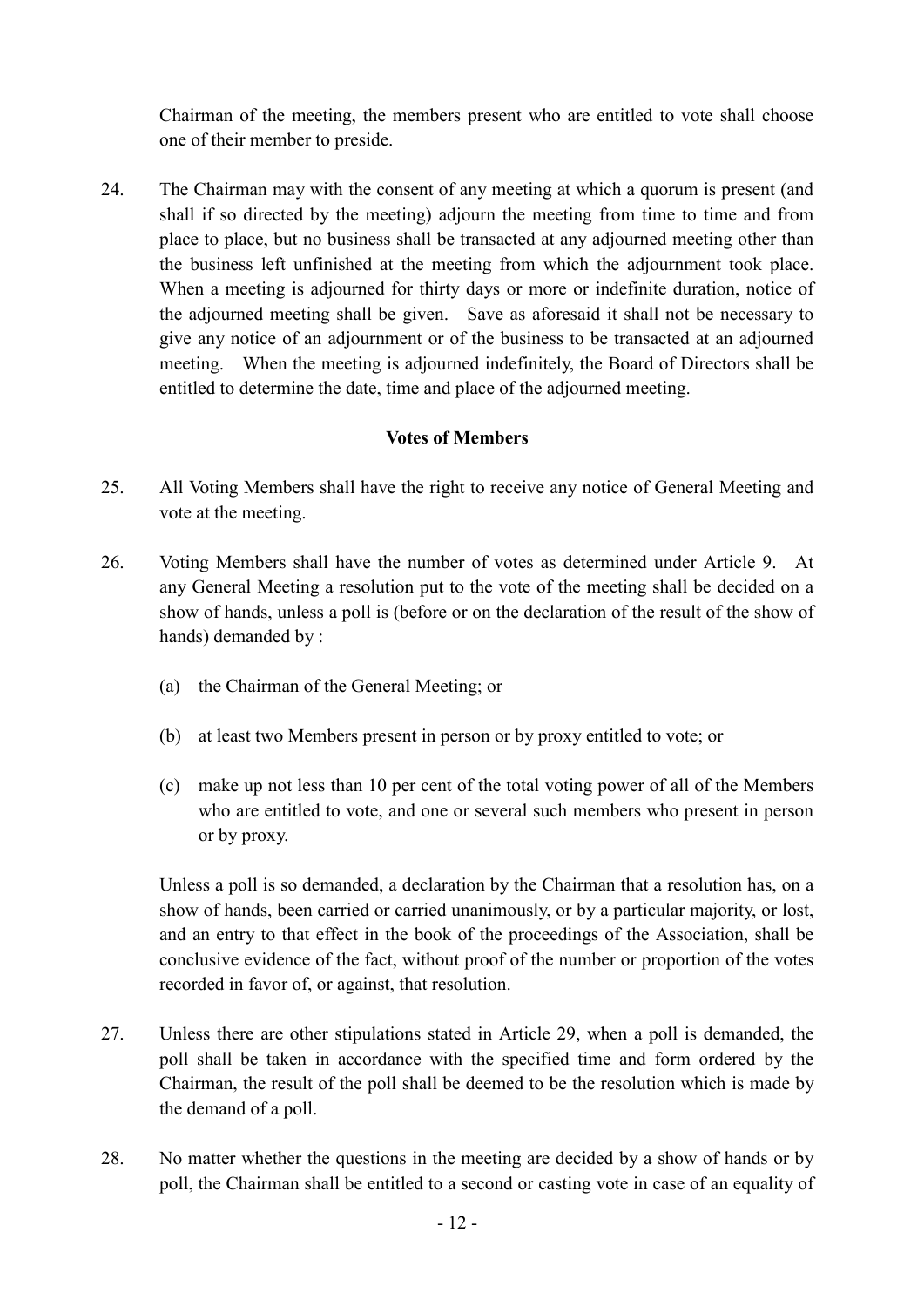Chairman of the meeting, the members present who are entitled to vote shall choose one of their member to preside.

24. The Chairman may with the consent of any meeting at which a quorum is present (and shall if so directed by the meeting) adjourn the meeting from time to time and from place to place, but no business shall be transacted at any adjourned meeting other than the business left unfinished at the meeting from which the adjournment took place. When a meeting is adjourned for thirty days or more or indefinite duration, notice of the adjourned meeting shall be given. Save as aforesaid it shall not be necessary to give any notice of an adjournment or of the business to be transacted at an adjourned meeting. When the meeting is adjourned indefinitely, the Board of Directors shall be entitled to determine the date, time and place of the adjourned meeting.

**Votes of Members**

25. All Voting Members shall have the right to receive any notice of General Meeting and vote at the meeting.

26. Voting Members shall have the number of votes as determined under Article 9. At any General Meeting a resolution put to the vote of the meeting shall be decided on a show of hands, unless a poll is (before or on the declaration of the result of the show of hands) demanded by :

    (a) the Chairman of the General Meeting; or

    (b) at least two Members present in person or by proxy entitled to vote; or

    (c) make up not less than 10 per cent of the total voting power of all of the Members who are entitled to vote, and one or several such members who present in person or by proxy.

    Unless a poll is so demanded, a declaration by the Chairman that a resolution has, on a show of hands, been carried or carried unanimously, or by a particular majority, or lost, and an entry to that effect in the book of the proceedings of the Association, shall be conclusive evidence of the fact, without proof of the number or proportion of the votes recorded in favor of, or against, that resolution.

27. Unless there are other stipulations stated in Article 29, when a poll is demanded, the poll shall be taken in accordance with the specified time and form ordered by the Chairman, the result of the poll shall be deemed to be the resolution which is made by the demand of a poll.

28. No matter whether the questions in the meeting are decided by a show of hands or by poll, the Chairman shall be entitled to a second or casting vote in case of an equality of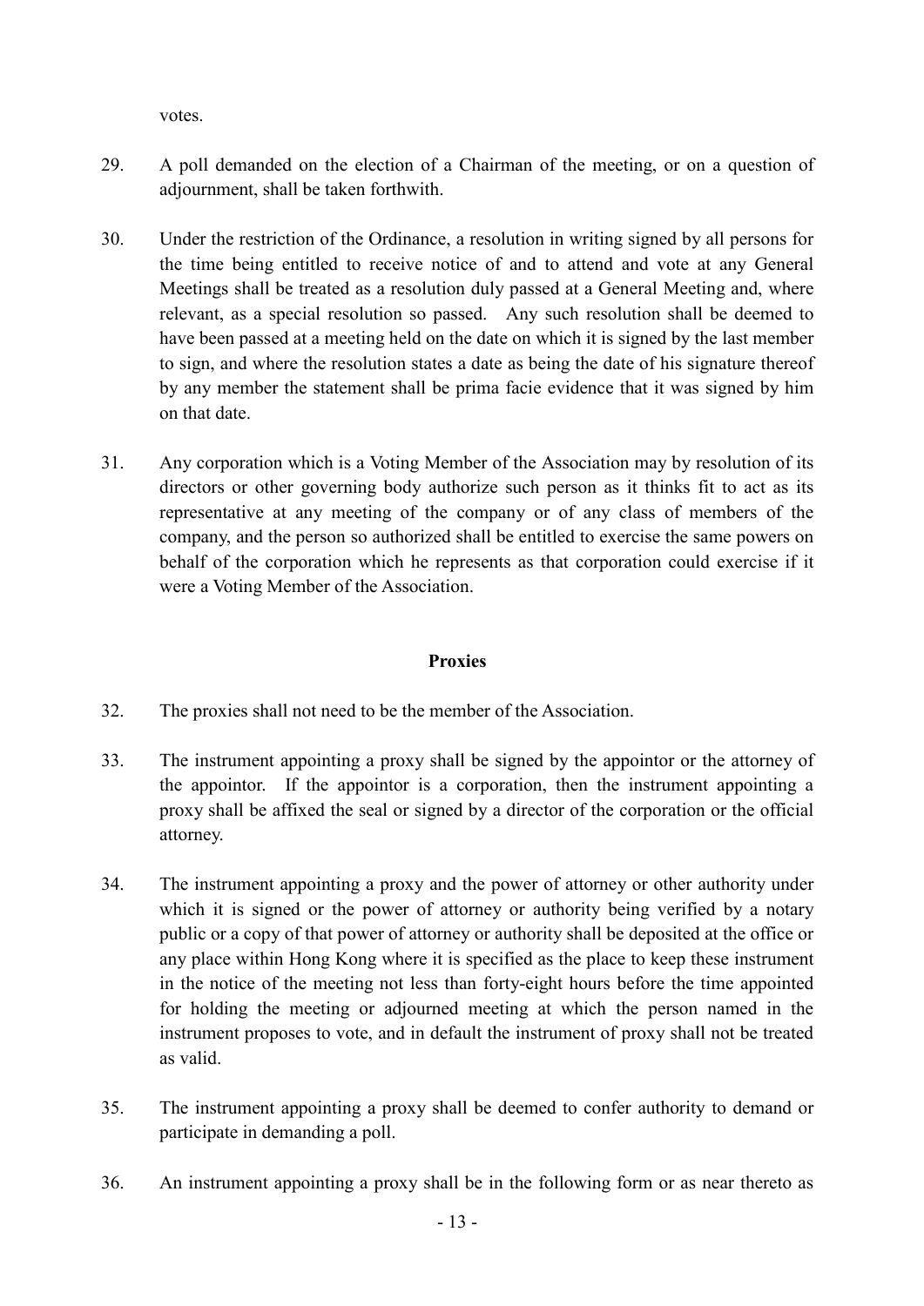votes.

29. A poll demanded on the election of a Chairman of the meeting, or on a question of adjournment, shall be taken forthwith.

30. Under the restriction of the Ordinance, a resolution in writing signed by all persons for the time being entitled to receive notice of and to attend and vote at any General Meetings shall be treated as a resolution duly passed at a General Meeting and, where relevant, as a special resolution so passed. Any such resolution shall be deemed to have been passed at a meeting held on the date on which it is signed by the last member to sign, and where the resolution states a date as being the date of his signature thereof by any member the statement shall be prima facie evidence that it was signed by him on that date.

31. Any corporation which is a Voting Member of the Association may by resolution of its directors or other governing body authorize such person as it thinks fit to act as its representative at any meeting of the company or of any class of members of the company, and the person so authorized shall be entitled to exercise the same powers on behalf of the corporation which he represents as that corporation could exercise if it were a Voting Member of the Association.

**Proxies**

32. The proxies shall not need to be the member of the Association.

33. The instrument appointing a proxy shall be signed by the appointor or the attorney of the appointor. If the appointor is a corporation, then the instrument appointing a proxy shall be affixed the seal or signed by a director of the corporation or the official attorney.

34. The instrument appointing a proxy and the power of attorney or other authority under which it is signed or the power of attorney or authority being verified by a notary public or a copy of that power of attorney or authority shall be deposited at the office or any place within Hong Kong where it is specified as the place to keep these instrument in the notice of the meeting not less than forty-eight hours before the time appointed for holding the meeting or adjourned meeting at which the person named in the instrument proposes to vote, and in default the instrument of proxy shall not be treated as valid.

35. The instrument appointing a proxy shall be deemed to confer authority to demand or participate in demanding a poll.

36. An instrument appointing a proxy shall be in the following form or as near thereto as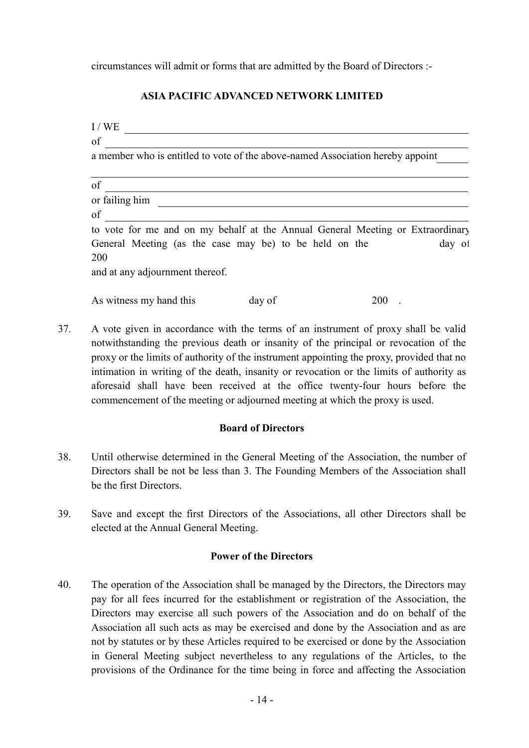circumstances will admit or forms that are admitted by the Board of Directors :-

**ASIA PACIFIC ADVANCED NETWORK LIMITED**

I / WE ____________________________________________

of ____________________________________________

a member who is entitled to vote of the above-named Association hereby appoint ______

____________________________________________

of ____________________________________________

or failing him ____________________________________________

of ____________________________________________

to vote for me and on my behalf at the Annual General Meeting or Extraordinary General Meeting (as the case may be) to be held on the day of 200

and at any adjournment thereof.

As witness my hand this day of 200 .

37. A vote given in accordance with the terms of an instrument of proxy shall be valid notwithstanding the previous death or insanity of the principal or revocation of the proxy or the limits of authority of the instrument appointing the proxy, provided that no intimation in writing of the death, insanity or revocation or the limits of authority as aforesaid shall have been received at the office twenty-four hours before the commencement of the meeting or adjourned meeting at which the proxy is used.

**Board of Directors**

38. Until otherwise determined in the General Meeting of the Association, the number of Directors shall be not be less than 3. The Founding Members of the Association shall be the first Directors.

39. Save and except the first Directors of the Associations, all other Directors shall be elected at the Annual General Meeting.

**Power of the Directors**

40. The operation of the Association shall be managed by the Directors, the Directors may pay for all fees incurred for the establishment or registration of the Association, the Directors may exercise all such powers of the Association and do on behalf of the Association all such acts as may be exercised and done by the Association and as are not by statutes or by these Articles required to be exercised or done by the Association in General Meeting subject nevertheless to any regulations of the Articles, to the provisions of the Ordinance for the time being in force and affecting the Association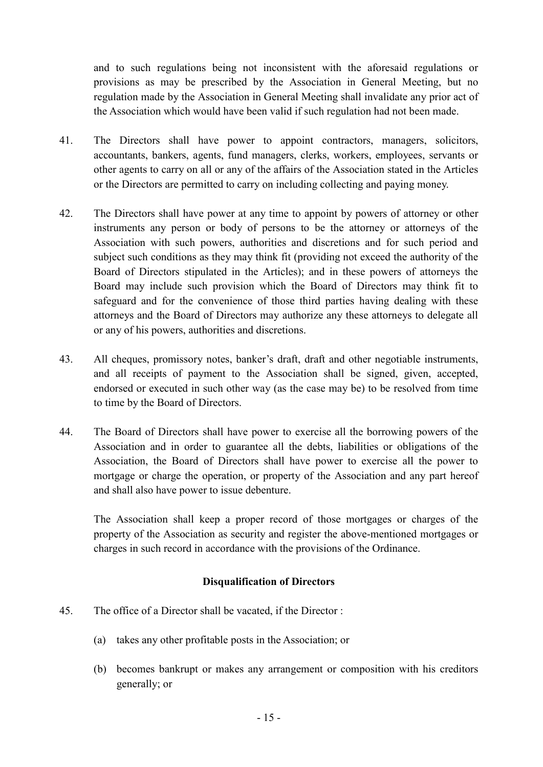and to such regulations being not inconsistent with the aforesaid regulations or provisions as may be prescribed by the Association in General Meeting, but no regulation made by the Association in General Meeting shall invalidate any prior act of the Association which would have been valid if such regulation had not been made.

41. The Directors shall have power to appoint contractors, managers, solicitors, accountants, bankers, agents, fund managers, clerks, workers, employees, servants or other agents to carry on all or any of the affairs of the Association stated in the Articles or the Directors are permitted to carry on including collecting and paying money.

42. The Directors shall have power at any time to appoint by powers of attorney or other instruments any person or body of persons to be the attorney or attorneys of the Association with such powers, authorities and discretions and for such period and subject such conditions as they may think fit (providing not exceed the authority of the Board of Directors stipulated in the Articles); and in these powers of attorneys the Board may include such provision which the Board of Directors may think fit to safeguard and for the convenience of those third parties having dealing with these attorneys and the Board of Directors may authorize any these attorneys to delegate all or any of his powers, authorities and discretions.

43. All cheques, promissory notes, banker's draft, draft and other negotiable instruments, and all receipts of payment to the Association shall be signed, given, accepted, endorsed or executed in such other way (as the case may be) to be resolved from time to time by the Board of Directors.

44. The Board of Directors shall have power to exercise all the borrowing powers of the Association and in order to guarantee all the debts, liabilities or obligations of the Association, the Board of Directors shall have power to exercise all the power to mortgage or charge the operation, or property of the Association and any part hereof and shall also have power to issue debenture.

    The Association shall keep a proper record of those mortgages or charges of the property of the Association as security and register the above-mentioned mortgages or charges in such record in accordance with the provisions of the Ordinance.

### Disqualification of Directors

45. The office of a Director shall be vacated, if the Director :

    (a) takes any other profitable posts in the Association; or

    (b) becomes bankrupt or makes any arrangement or composition with his creditors generally; or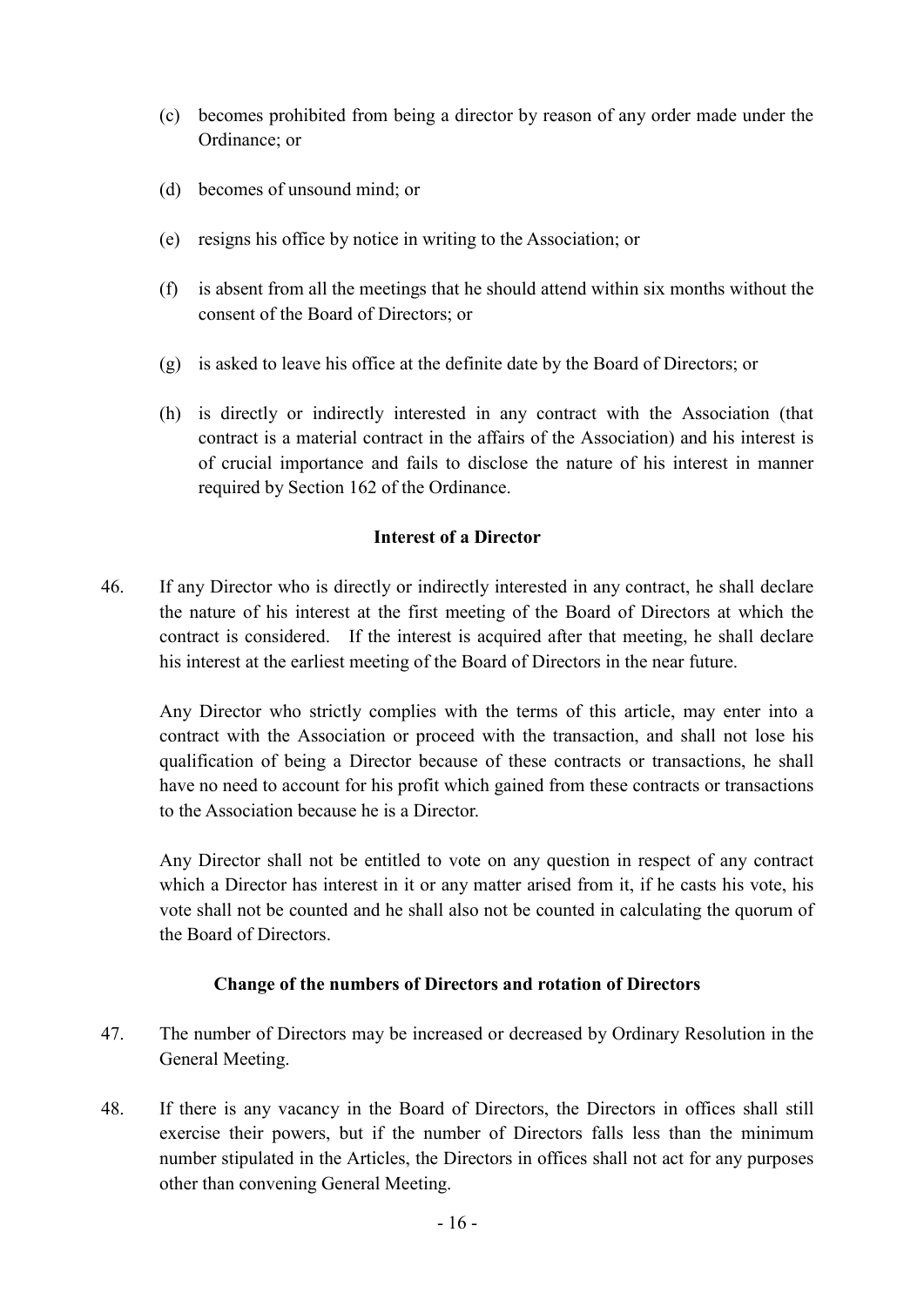(c) becomes prohibited from being a director by reason of any order made under the Ordinance; or

(d) becomes of unsound mind; or

(e) resigns his office by notice in writing to the Association; or

(f) is absent from all the meetings that he should attend within six months without the consent of the Board of Directors; or

(g) is asked to leave his office at the definite date by the Board of Directors; or

(h) is directly or indirectly interested in any contract with the Association (that contract is a material contract in the affairs of the Association) and his interest is of crucial importance and fails to disclose the nature of his interest in manner required by Section 162 of the Ordinance.

**Interest of a Director**

46. If any Director who is directly or indirectly interested in any contract, he shall declare the nature of his interest at the first meeting of the Board of Directors at which the contract is considered. If the interest is acquired after that meeting, he shall declare his interest at the earliest meeting of the Board of Directors in the near future.

    Any Director who strictly complies with the terms of this article, may enter into a contract with the Association or proceed with the transaction, and shall not lose his qualification of being a Director because of these contracts or transactions, he shall have no need to account for his profit which gained from these contracts or transactions to the Association because he is a Director.

    Any Director shall not be entitled to vote on any question in respect of any contract which a Director has interest in it or any matter arised from it, if he casts his vote, his vote shall not be counted and he shall also not be counted in calculating the quorum of the Board of Directors.

**Change of the numbers of Directors and rotation of Directors**

47. The number of Directors may be increased or decreased by Ordinary Resolution in the General Meeting.

48. If there is any vacancy in the Board of Directors, the Directors in offices shall still exercise their powers, but if the number of Directors falls less than the minimum number stipulated in the Articles, the Directors in offices shall not act for any purposes other than convening General Meeting.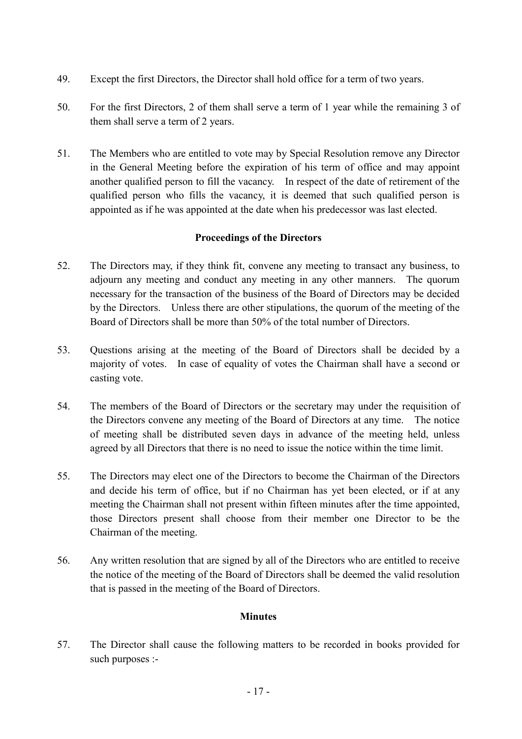49. Except the first Directors, the Director shall hold office for a term of two years.

50. For the first Directors, 2 of them shall serve a term of 1 year while the remaining 3 of them shall serve a term of 2 years.

51. The Members who are entitled to vote may by Special Resolution remove any Director in the General Meeting before the expiration of his term of office and may appoint another qualified person to fill the vacancy. In respect of the date of retirement of the qualified person who fills the vacancy, it is deemed that such qualified person is appointed as if he was appointed at the date when his predecessor was last elected.

**Proceedings of the Directors**

52. The Directors may, if they think fit, convene any meeting to transact any business, to adjourn any meeting and conduct any meeting in any other manners. The quorum necessary for the transaction of the business of the Board of Directors may be decided by the Directors. Unless there are other stipulations, the quorum of the meeting of the Board of Directors shall be more than 50% of the total number of Directors.

53. Questions arising at the meeting of the Board of Directors shall be decided by a majority of votes. In case of equality of votes the Chairman shall have a second or casting vote.

54. The members of the Board of Directors or the secretary may under the requisition of the Directors convene any meeting of the Board of Directors at any time. The notice of meeting shall be distributed seven days in advance of the meeting held, unless agreed by all Directors that there is no need to issue the notice within the time limit.

55. The Directors may elect one of the Directors to become the Chairman of the Directors and decide his term of office, but if no Chairman has yet been elected, or if at any meeting the Chairman shall not present within fifteen minutes after the time appointed, those Directors present shall choose from their member one Director to be the Chairman of the meeting.

56. Any written resolution that are signed by all of the Directors who are entitled to receive the notice of the meeting of the Board of Directors shall be deemed the valid resolution that is passed in the meeting of the Board of Directors.

**Minutes**

57. The Director shall cause the following matters to be recorded in books provided for such purposes :-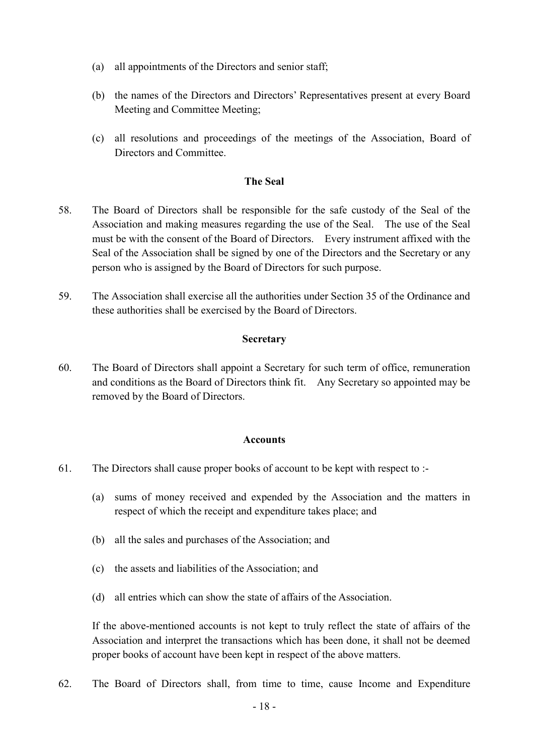(a) all appointments of the Directors and senior staff;

(b) the names of the Directors and Directors' Representatives present at every Board Meeting and Committee Meeting;

(c) all resolutions and proceedings of the meetings of the Association, Board of Directors and Committee.

**The Seal**

58. The Board of Directors shall be responsible for the safe custody of the Seal of the Association and making measures regarding the use of the Seal. The use of the Seal must be with the consent of the Board of Directors. Every instrument affixed with the Seal of the Association shall be signed by one of the Directors and the Secretary or any person who is assigned by the Board of Directors for such purpose.

59. The Association shall exercise all the authorities under Section 35 of the Ordinance and these authorities shall be exercised by the Board of Directors.

**Secretary**

60. The Board of Directors shall appoint a Secretary for such term of office, remuneration and conditions as the Board of Directors think fit. Any Secretary so appointed may be removed by the Board of Directors.

**Accounts**

61. The Directors shall cause proper books of account to be kept with respect to :-

(a) sums of money received and expended by the Association and the matters in respect of which the receipt and expenditure takes place; and

(b) all the sales and purchases of the Association; and

(c) the assets and liabilities of the Association; and

(d) all entries which can show the state of affairs of the Association.

If the above-mentioned accounts is not kept to truly reflect the state of affairs of the Association and interpret the transactions which has been done, it shall not be deemed proper books of account have been kept in respect of the above matters.

62. The Board of Directors shall, from time to time, cause Income and Expenditure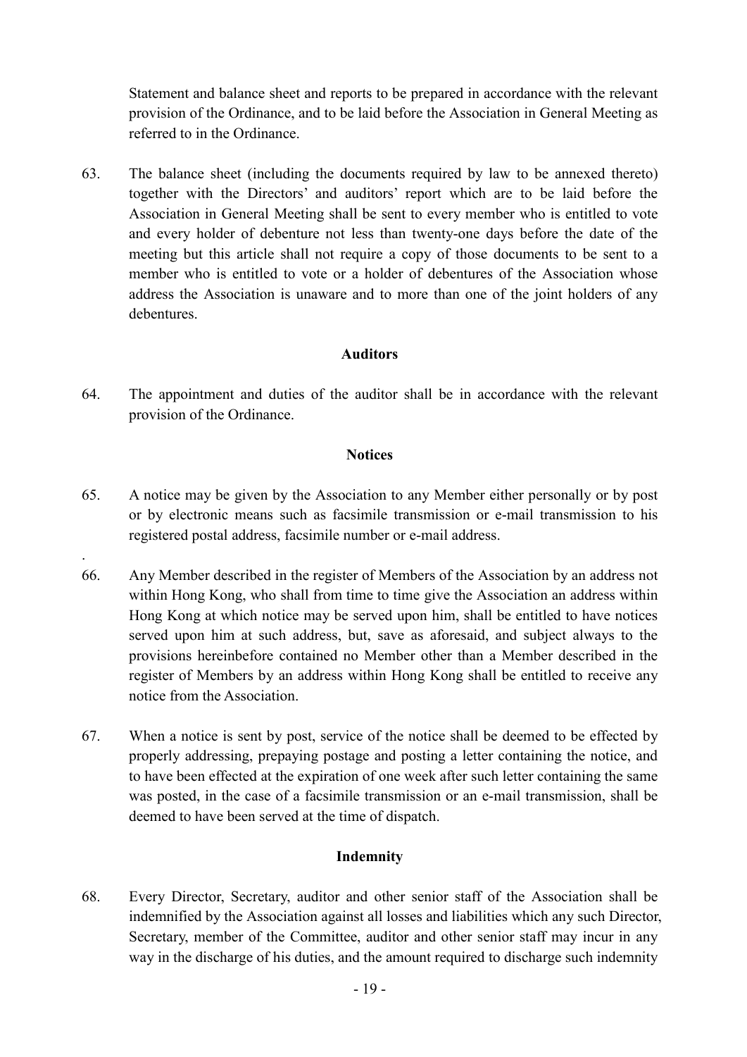Statement and balance sheet and reports to be prepared in accordance with the relevant provision of the Ordinance, and to be laid before the Association in General Meeting as referred to in the Ordinance.

63. The balance sheet (including the documents required by law to be annexed thereto) together with the Directors' and auditors' report which are to be laid before the Association in General Meeting shall be sent to every member who is entitled to vote and every holder of debenture not less than twenty-one days before the date of the meeting but this article shall not require a copy of those documents to be sent to a member who is entitled to vote or a holder of debentures of the Association whose address the Association is unaware and to more than one of the joint holders of any debentures.

**Auditors**

64. The appointment and duties of the auditor shall be in accordance with the relevant provision of the Ordinance.

**Notices**

65. A notice may be given by the Association to any Member either personally or by post or by electronic means such as facsimile transmission or e-mail transmission to his registered postal address, facsimile number or e-mail address.

.

66. Any Member described in the register of Members of the Association by an address not within Hong Kong, who shall from time to time give the Association an address within Hong Kong at which notice may be served upon him, shall be entitled to have notices served upon him at such address, but, save as aforesaid, and subject always to the provisions hereinbefore contained no Member other than a Member described in the register of Members by an address within Hong Kong shall be entitled to receive any notice from the Association.

67. When a notice is sent by post, service of the notice shall be deemed to be effected by properly addressing, prepaying postage and posting a letter containing the notice, and to have been effected at the expiration of one week after such letter containing the same was posted, in the case of a facsimile transmission or an e-mail transmission, shall be deemed to have been served at the time of dispatch.

**Indemnity**

68. Every Director, Secretary, auditor and other senior staff of the Association shall be indemnified by the Association against all losses and liabilities which any such Director, Secretary, member of the Committee, auditor and other senior staff may incur in any way in the discharge of his duties, and the amount required to discharge such indemnity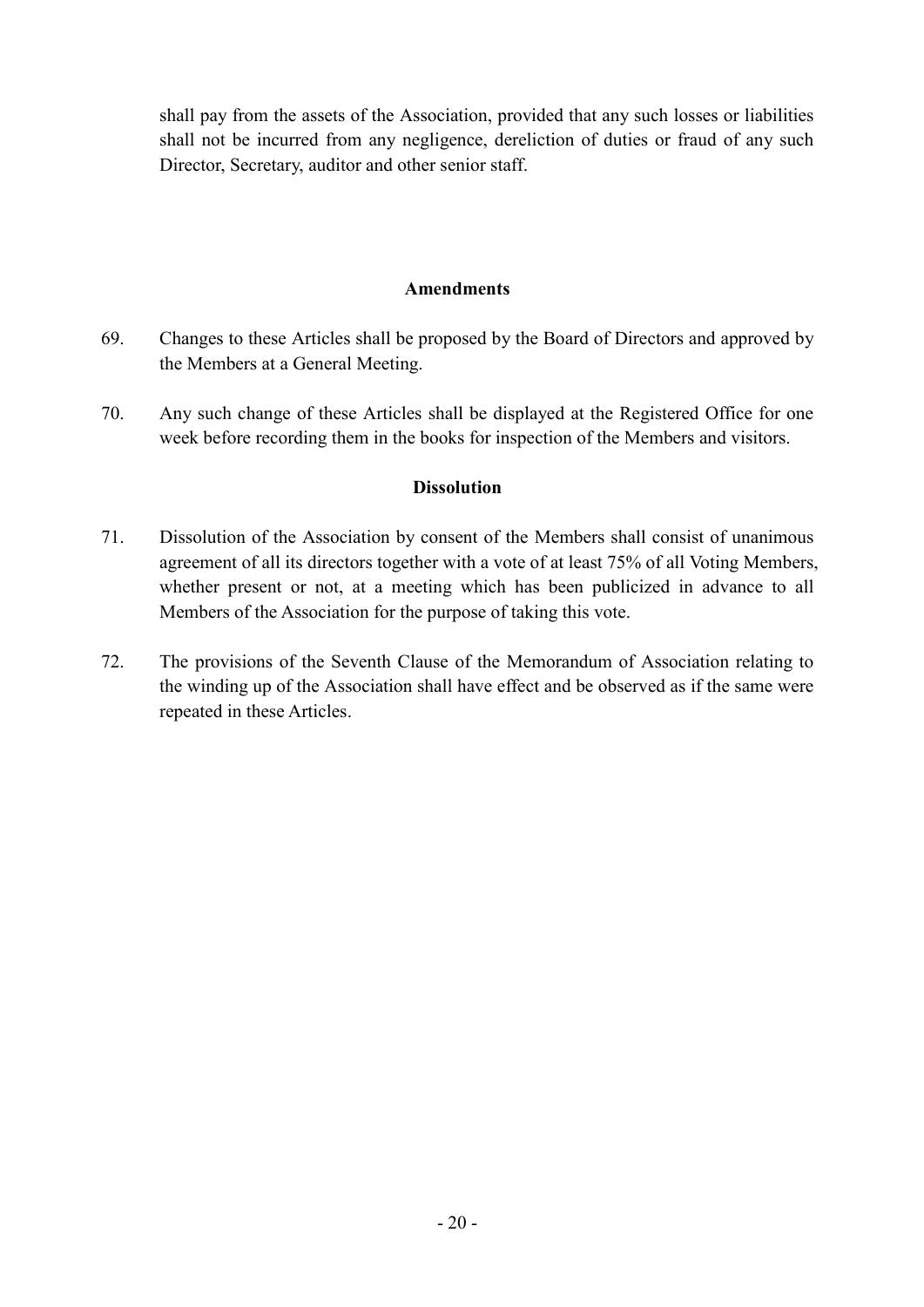shall pay from the assets of the Association, provided that any such losses or liabilities shall not be incurred from any negligence, dereliction of duties or fraud of any such Director, Secretary, auditor and other senior staff.

## Amendments

69. Changes to these Articles shall be proposed by the Board of Directors and approved by the Members at a General Meeting.

70. Any such change of these Articles shall be displayed at the Registered Office for one week before recording them in the books for inspection of the Members and visitors.

## Dissolution

71. Dissolution of the Association by consent of the Members shall consist of unanimous agreement of all its directors together with a vote of at least 75% of all Voting Members, whether present or not, at a meeting which has been publicized in advance to all Members of the Association for the purpose of taking this vote.

72. The provisions of the Seventh Clause of the Memorandum of Association relating to the winding up of the Association shall have effect and be observed as if the same were repeated in these Articles.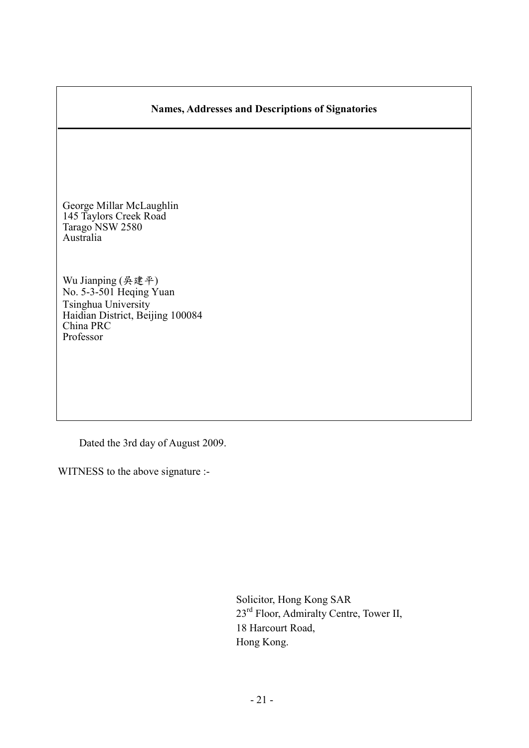**Names, Addresses and Descriptions of Signatories**

George Millar McLaughlin
145 Taylors Creek Road
Tarago NSW 2580
Australia

Wu Jianping (吳建平)
No. 5-3-501 Heqing Yuan
Tsinghua University
Haidian District, Beijing 100084
China PRC
Professor

Dated the 3rd day of August 2009.

WITNESS to the above signature :-

Solicitor, Hong Kong SAR
23rd Floor, Admiralty Centre, Tower II,
18 Harcourt Road,
Hong Kong.